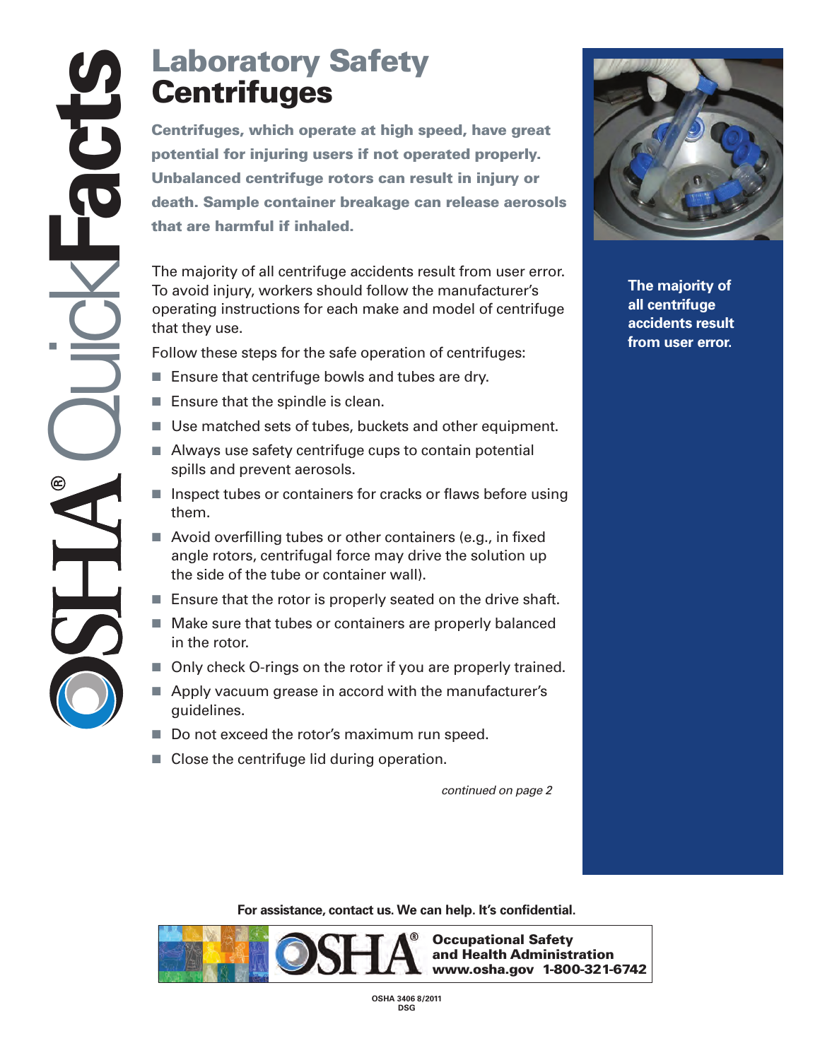# Laboratory Safety Centrifuges

**Centrifuges, which operate at high speed, have great potential for injuring users if not operated properly. Unbalanced centrifuge rotors can result in injury or death. Sample container breakage can release aerosols that are harmful if inhaled.**

The majority of all centrifuge accidents result from user error. To avoid injury, workers should follow the manufacturer's operating instructions for each make and model of centrifuge that they use.

Follow these steps for the safe operation of centrifuges:

- Ensure that centrifuge bowls and tubes are dry.
- Ensure that the spindle is clean.
- Use matched sets of tubes, buckets and other equipment.
- Always use safety centrifuge cups to contain potential spills and prevent aerosols.
- Inspect tubes or containers for cracks or flaws before using them.
- Avoid overfilling tubes or other containers (e.g., in fixed angle rotors, centrifugal force may drive the solution up the side of the tube or container wall).
- Ensure that the rotor is properly seated on the drive shaft.
- Make sure that tubes or containers are properly balanced in the rotor.
- Only check O-rings on the rotor if you are properly trained.
- Apply vacuum grease in accord with the manufacturer's guidelines.
- Do not exceed the rotor's maximum run speed.
- Close the centrifuge lid during operation.

*continued on page 2*

**The majority of all centrifuge accidents result from user error.**

**For assistance, contact us. We can help. It's confidential.**

**Occupational Safety and Health Administration**
**www.osha.gov 1-800-321-6742**

OSHA 3406 8/2011
DSG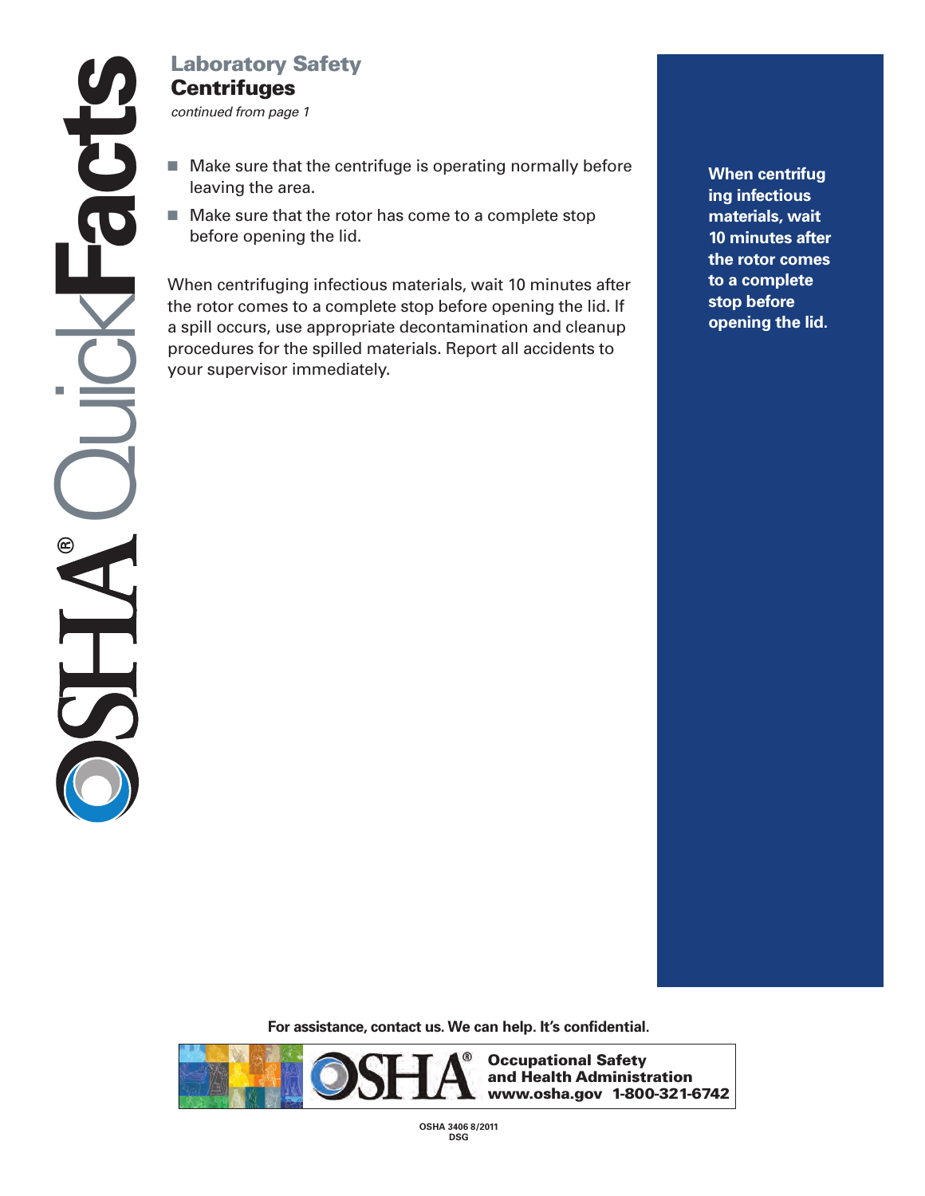## Laboratory Safety
# Centrifuges

*continued from page 1*

- Make sure that the centrifuge is operating normally before leaving the area.
- Make sure that the rotor has come to a complete stop before opening the lid.

When centrifuging infectious materials, wait 10 minutes after the rotor comes to a complete stop before opening the lid. If a spill occurs, use appropriate decontamination and cleanup procedures for the spilled materials. Report all accidents to your supervisor immediately.

**When centrifuging infectious materials, wait 10 minutes after the rotor comes to a complete stop before opening the lid.**

**For assistance, contact us. We can help. It's confidential.**

**Occupational Safety and Health Administration**
**www.osha.gov 1-800-321-6742**

OSHA 3406 8/2011
DSG